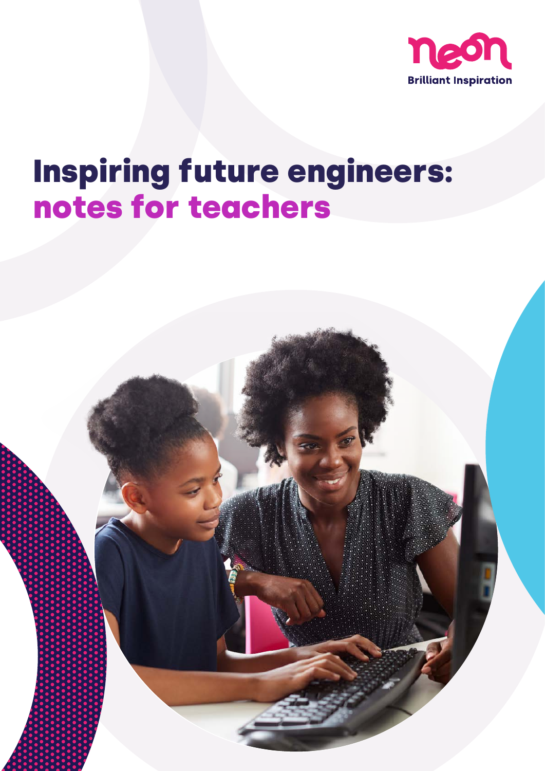neon

Brilliant Inspiration

# Inspiring future engineers: notes for teachers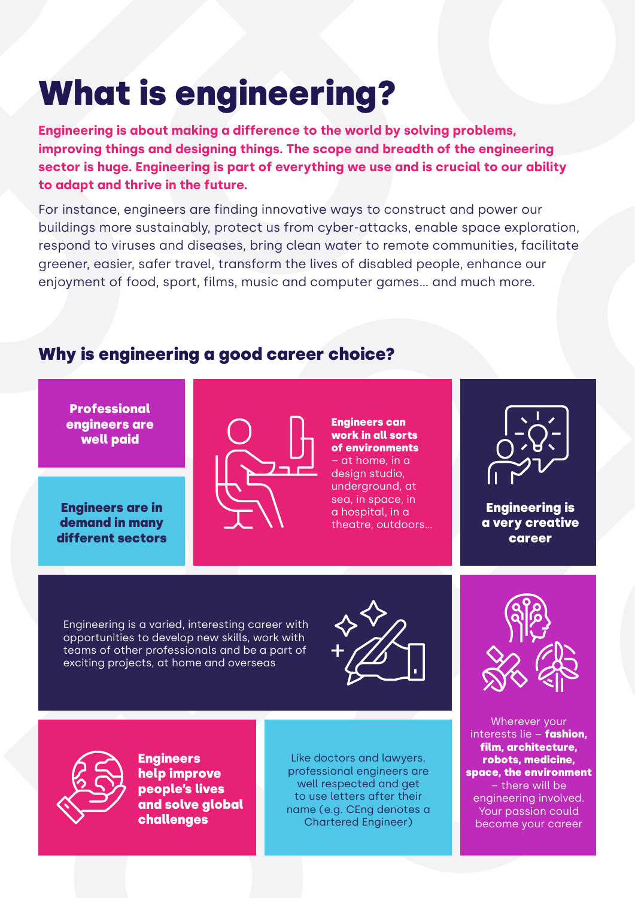# What is engineering?

**Engineering is about making a difference to the world by solving problems, improving things and designing things. The scope and breadth of the engineering sector is huge. Engineering is part of everything we use and is crucial to our ability to adapt and thrive in the future.**

For instance, engineers are finding innovative ways to construct and power our buildings more sustainably, protect us from cyber-attacks, enable space exploration, respond to viruses and diseases, bring clean water to remote communities, facilitate greener, easier, safer travel, transform the lives of disabled people, enhance our enjoyment of food, sport, films, music and computer games... and much more.

## Why is engineering a good career choice?

**Professional engineers are well paid**

**Engineers are in demand in many different sectors**

**Engineers can work in all sorts of environments** – at home, in a design studio, underground, at sea, in space, in a hospital, in a theatre, outdoors...

**Engineering is a very creative career**

Engineering is a varied, interesting career with opportunities to develop new skills, work with teams of other professionals and be a part of exciting projects, at home and overseas

Wherever your interests lie – **fashion, film, architecture, robots, medicine, space, the environment** – there will be engineering involved. Your passion could become your career

**Engineers help improve people's lives and solve global challenges**

Like doctors and lawyers, professional engineers are well respected and get to use letters after their name (e.g. CEng denotes a Chartered Engineer)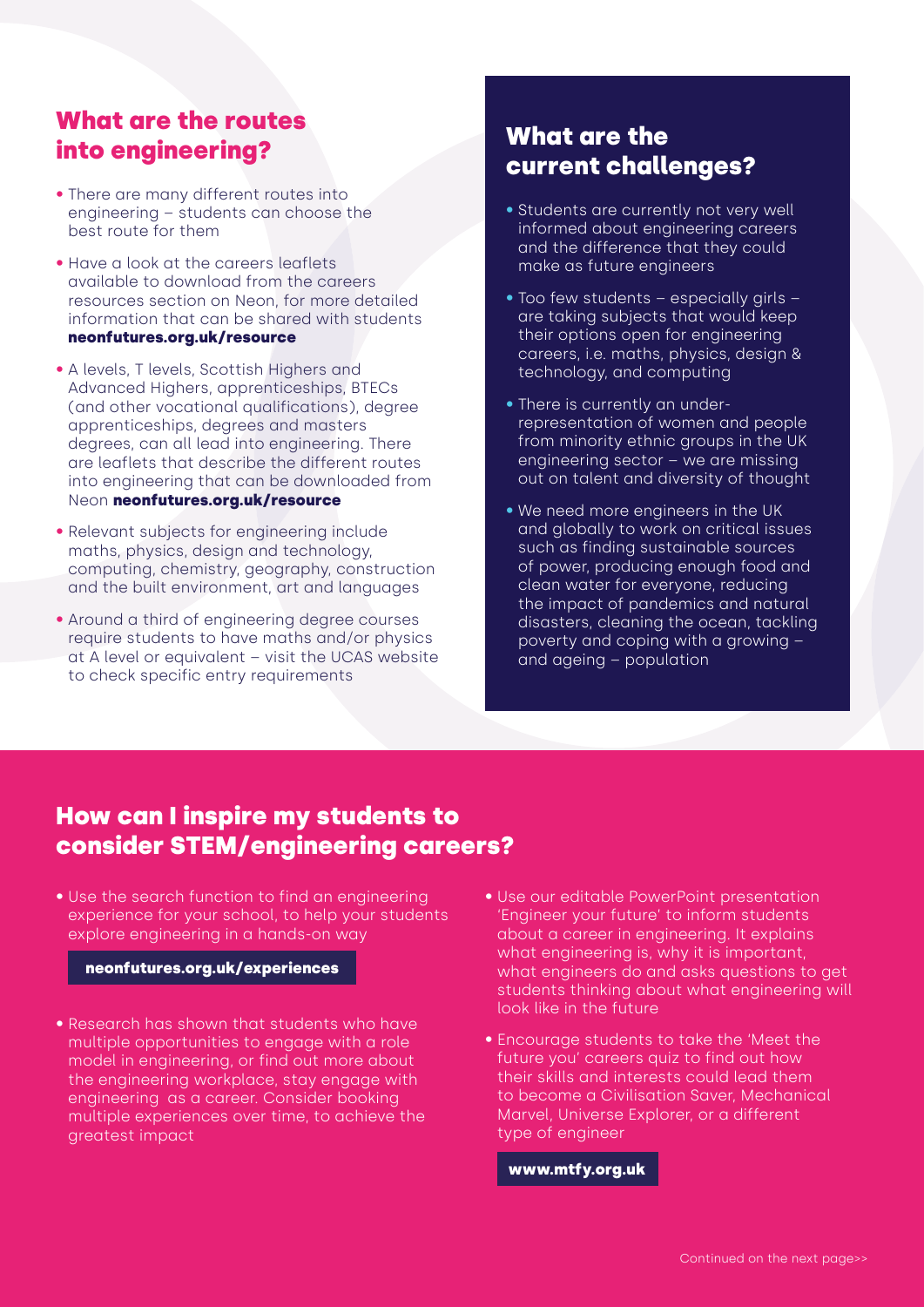## What are the routes into engineering?

- There are many different routes into engineering – students can choose the best route for them
- Have a look at the careers leaflets available to download from the careers resources section on Neon, for more detailed information that can be shared with students **neonfutures.org.uk/resource**
- A levels, T levels, Scottish Highers and Advanced Highers, apprenticeships, BTECs (and other vocational qualifications), degree apprenticeships, degrees and masters degrees, can all lead into engineering. There are leaflets that describe the different routes into engineering that can be downloaded from Neon **neonfutures.org.uk/resource**
- Relevant subjects for engineering include maths, physics, design and technology, computing, chemistry, geography, construction and the built environment, art and languages
- Around a third of engineering degree courses require students to have maths and/or physics at A level or equivalent – visit the UCAS website to check specific entry requirements

## What are the current challenges?

- Students are currently not very well informed about engineering careers and the difference that they could make as future engineers
- Too few students – especially girls – are taking subjects that would keep their options open for engineering careers, i.e. maths, physics, design & technology, and computing
- There is currently an under-representation of women and people from minority ethnic groups in the UK engineering sector – we are missing out on talent and diversity of thought
- We need more engineers in the UK and globally to work on critical issues such as finding sustainable sources of power, producing enough food and clean water for everyone, reducing the impact of pandemics and natural disasters, cleaning the ocean, tackling poverty and coping with a growing – and ageing – population

## How can I inspire my students to consider STEM/engineering careers?

- Use the search function to find an engineering experience for your school, to help your students explore engineering in a hands-on way

**neonfutures.org.uk/experiences**

- Research has shown that students who have multiple opportunities to engage with a role model in engineering, or find out more about the engineering workplace, stay engage with engineering as a career. Consider booking multiple experiences over time, to achieve the greatest impact
- Use our editable PowerPoint presentation 'Engineer your future' to inform students about a career in engineering. It explains what engineering is, why it is important, what engineers do and asks questions to get students thinking about what engineering will look like in the future
- Encourage students to take the 'Meet the future you' careers quiz to find out how their skills and interests could lead them to become a Civilisation Saver, Mechanical Marvel, Universe Explorer, or a different type of engineer

**www.mtfy.org.uk**

Continued on the next page>>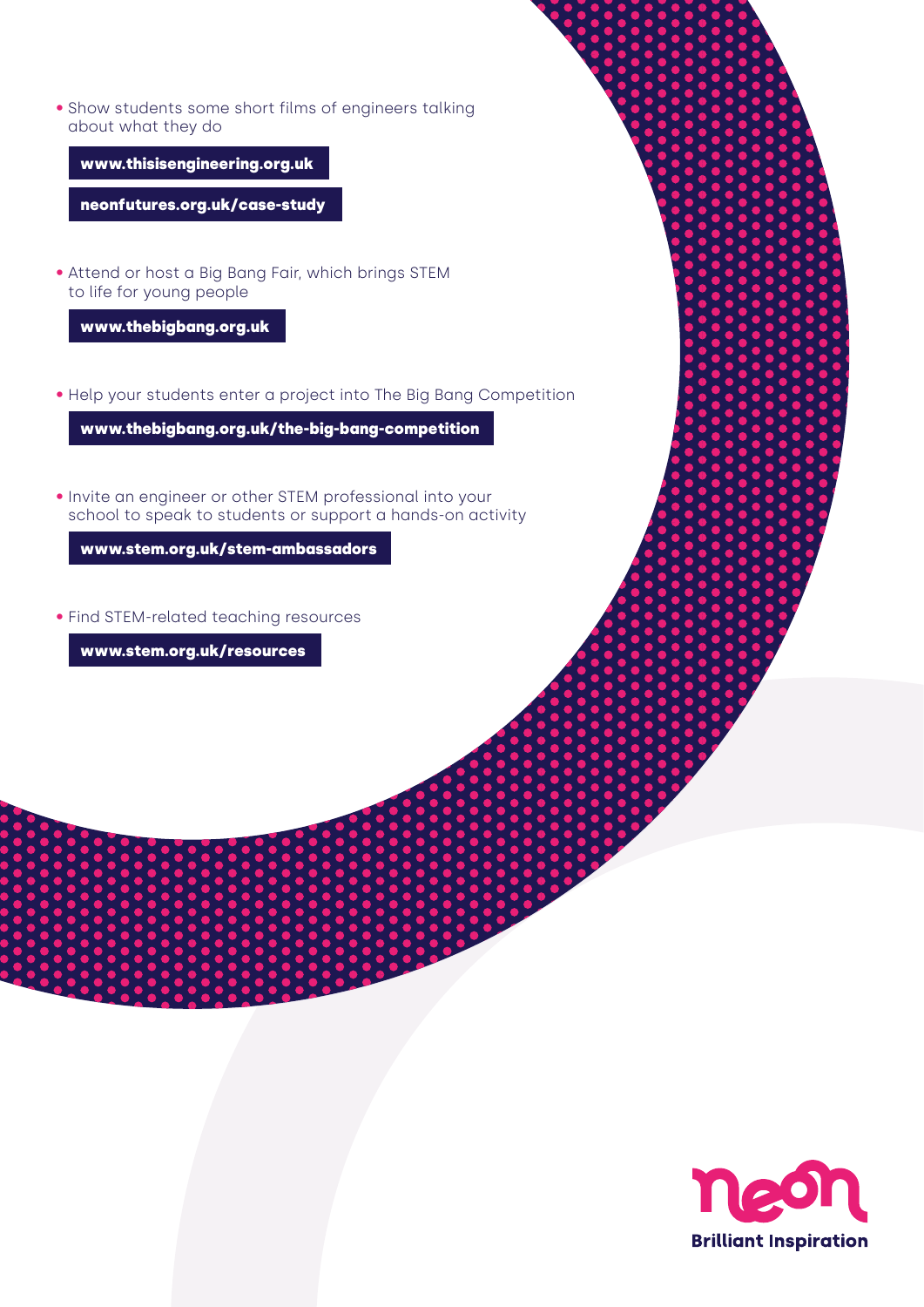- Show students some short films of engineers talking about what they do

  **www.thisisengineering.org.uk**

  **neonfutures.org.uk/case-study**

- Attend or host a Big Bang Fair, which brings STEM to life for young people

  **www.thebigbang.org.uk**

- Help your students enter a project into The Big Bang Competition

  **www.thebigbang.org.uk/the-big-bang-competition**

- Invite an engineer or other STEM professional into your school to speak to students or support a hands-on activity

  **www.stem.org.uk/stem-ambassadors**

- Find STEM-related teaching resources

  **www.stem.org.uk/resources**

neon

Brilliant Inspiration